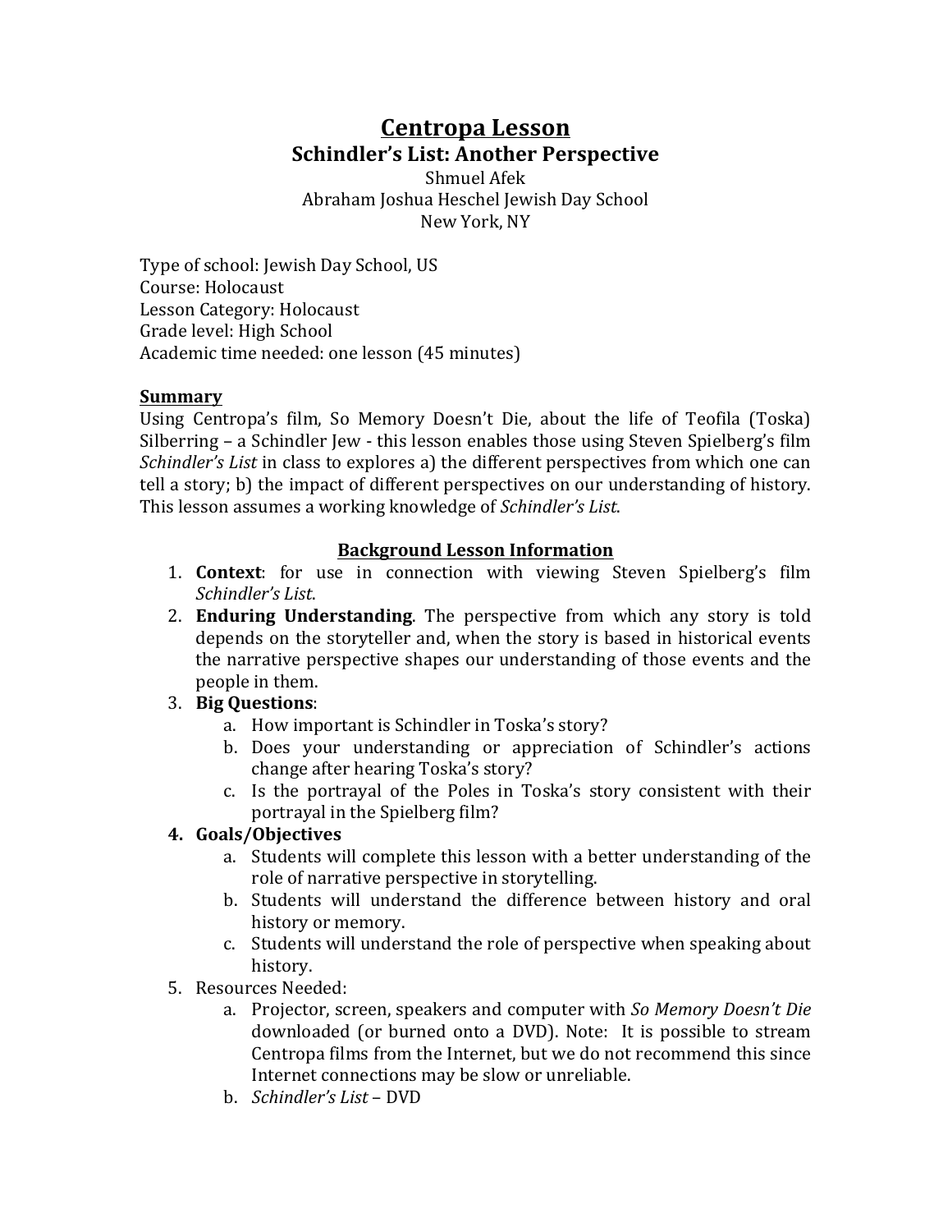# Centropa Lesson

## Schindler's List: Another Perspective

Shmuel Afek
Abraham Joshua Heschel Jewish Day School
New York, NY

Type of school: Jewish Day School, US
Course: Holocaust
Lesson Category: Holocaust
Grade level: High School
Academic time needed: one lesson (45 minutes)

### Summary

Using Centropa's film, So Memory Doesn't Die, about the life of Teofila (Toska) Silberring – a Schindler Jew - this lesson enables those using Steven Spielberg's film *Schindler's List* in class to explores a) the different perspectives from which one can tell a story; b) the impact of different perspectives on our understanding of history. This lesson assumes a working knowledge of *Schindler's List*.

### Background Lesson Information

1. **Context**: for use in connection with viewing Steven Spielberg's film *Schindler's List*.
2. **Enduring Understanding**. The perspective from which any story is told depends on the storyteller and, when the story is based in historical events the narrative perspective shapes our understanding of those events and the people in them.
3. **Big Questions**:
   a. How important is Schindler in Toska's story?
   b. Does your understanding or appreciation of Schindler's actions change after hearing Toska's story?
   c. Is the portrayal of the Poles in Toska's story consistent with their portrayal in the Spielberg film?
4. **Goals/Objectives**
   a. Students will complete this lesson with a better understanding of the role of narrative perspective in storytelling.
   b. Students will understand the difference between history and oral history or memory.
   c. Students will understand the role of perspective when speaking about history.
5. Resources Needed:
   a. Projector, screen, speakers and computer with *So Memory Doesn't Die* downloaded (or burned onto a DVD). Note: It is possible to stream Centropa films from the Internet, but we do not recommend this since Internet connections may be slow or unreliable.
   b. *Schindler's List* – DVD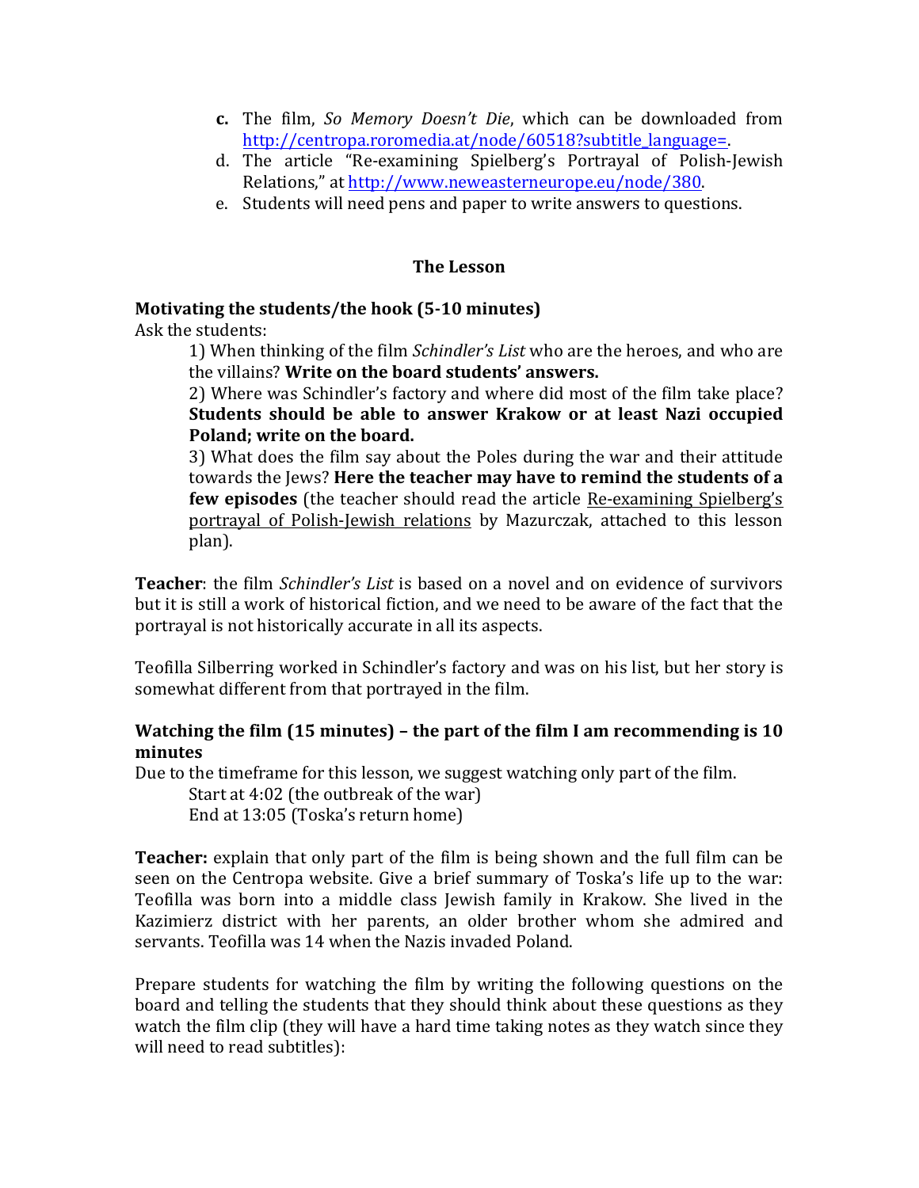c. The film, *So Memory Doesn't Die*, which can be downloaded from [http://centropa.roromedia.at/node/60518?subtitle_language=](http://centropa.roromedia.at/node/60518?subtitle_language=).
d. The article "Re-examining Spielberg's Portrayal of Polish-Jewish Relations," at [http://www.neweasterneurope.eu/node/380](http://www.neweasterneurope.eu/node/380).
e. Students will need pens and paper to write answers to questions.

## The Lesson

**Motivating the students/the hook (5-10 minutes)**

Ask the students:

1) When thinking of the film *Schindler's List* who are the heroes, and who are the villains? **Write on the board students' answers.**

2) Where was Schindler's factory and where did most of the film take place? **Students should be able to answer Krakow or at least Nazi occupied Poland; write on the board.**

3) What does the film say about the Poles during the war and their attitude towards the Jews? **Here the teacher may have to remind the students of a few episodes** (the teacher should read the article Re-examining Spielberg's portrayal of Polish-Jewish relations by Mazurczak, attached to this lesson plan).

**Teacher**: the film *Schindler's List* is based on a novel and on evidence of survivors but it is still a work of historical fiction, and we need to be aware of the fact that the portrayal is not historically accurate in all its aspects.

Teofilla Silberring worked in Schindler's factory and was on his list, but her story is somewhat different from that portrayed in the film.

**Watching the film (15 minutes) – the part of the film I am recommending is 10 minutes**

Due to the timeframe for this lesson, we suggest watching only part of the film.

Start at 4:02 (the outbreak of the war)
End at 13:05 (Toska's return home)

**Teacher:** explain that only part of the film is being shown and the full film can be seen on the Centropa website. Give a brief summary of Toska's life up to the war: Teofilla was born into a middle class Jewish family in Krakow. She lived in the Kazimierz district with her parents, an older brother whom she admired and servants. Teofilla was 14 when the Nazis invaded Poland.

Prepare students for watching the film by writing the following questions on the board and telling the students that they should think about these questions as they watch the film clip (they will have a hard time taking notes as they watch since they will need to read subtitles):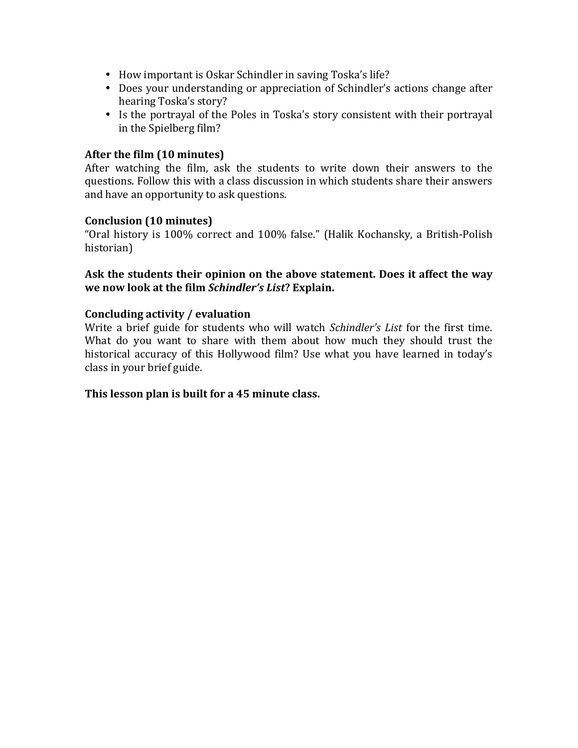- How important is Oskar Schindler in saving Toska's life?
- Does your understanding or appreciation of Schindler's actions change after hearing Toska's story?
- Is the portrayal of the Poles in Toska's story consistent with their portrayal in the Spielberg film?

**After the film (10 minutes)**

After watching the film, ask the students to write down their answers to the questions. Follow this with a class discussion in which students share their answers and have an opportunity to ask questions.

**Conclusion (10 minutes)**

"Oral history is 100% correct and 100% false." (Halik Kochansky, a British-Polish historian)

**Ask the students their opinion on the above statement. Does it affect the way we now look at the film *Schindler's List*? Explain.**

**Concluding activity / evaluation**

Write a brief guide for students who will watch *Schindler's List* for the first time. What do you want to share with them about how much they should trust the historical accuracy of this Hollywood film? Use what you have learned in today's class in your brief guide.

**This lesson plan is built for a 45 minute class.**